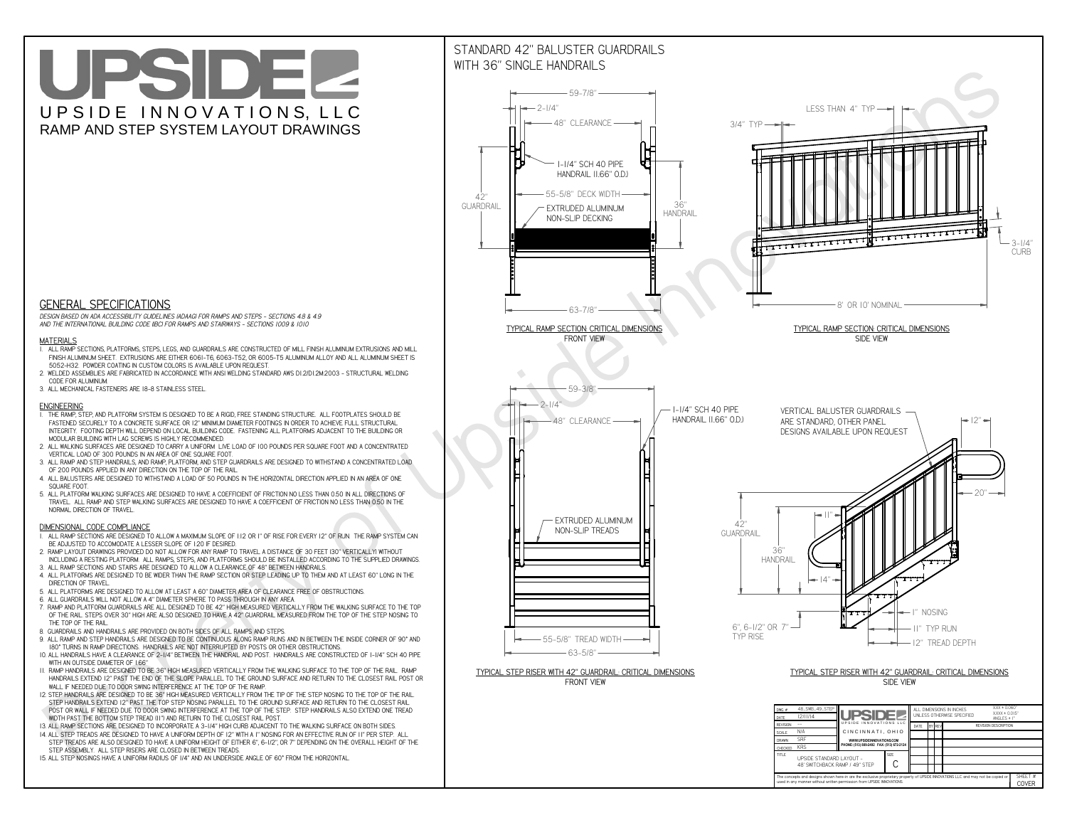# UPSIDE

UPSIDE INNOVATIONS, LLC

RAMP AND STEP SYSTEM LAYOUT DRAWINGS

## GENERAL SPECIFICATIONS

*DESIGN BASED ON ADA ACCESSIBILITY GUIDELINES (ADAAG) FOR RAMPS AND STEPS - SECTIONS 4.8 & 4.9 AND THE INTERNATIONAL BUILDING CODE (IBC) FOR RAMPS AND STAIRWAYS - SECTIONS 1009 & 1010*

### MATERIALS

1. ALL RAMP SECTIONS, PLATFORMS, STEPS, LEGS, AND GUARDRAILS ARE CONSTRUCTED OF MILL FINISH ALUMINUM EXTRUSIONS AND MILL FINISH ALUMINUM SHEET. EXTRUSIONS ARE EITHER 6061-T6, 6063-T52, OR 6005-T5 ALUMINUM ALLOY AND ALL ALUMINUM SHEET IS 5052-H32. POWDER COATING IN CUSTOM COLORS IS AVAILABLE UPON REQUEST.
2. WELDED ASSEMBLIES ARE FABRICATED IN ACCORDANCE WITH ANSI WELDING STANDARD AWS D1.2/D1.2M:2003 - STRUCTURAL WELDING CODE FOR ALUMINUM.
3. ALL MECHANICAL FASTENERS ARE 18-8 STAINLESS STEEL.

### ENGINEERING

1. THE RAMP, STEP, AND PLATFORM SYSTEM IS DESIGNED TO BE A RIGID, FREE STANDING STRUCTURE. ALL FOOTPLATES SHOULD BE FASTENED SECURELY TO A CONCRETE SURFACE OR 12" MINIMUM DIAMETER FOOTINGS IN ORDER TO ACHIEVE FULL STRUCTURAL INTEGRITY. FOOTING DEPTH WILL DEPEND ON LOCAL BUILDING CODE. FASTENING ALL PLATFORMS ADJACENT TO THE BUILDING OR MODULAR BUILDING WITH LAG SCREWS IS HIGHLY RECOMMENDED.
2. ALL WALKING SURFACES ARE DESIGNED TO CARRY A UNIFORM LIVE LOAD OF 100 POUNDS PER SQUARE FOOT AND A CONCENTRATED VERTICAL LOAD OF 300 POUNDS IN AN AREA OF ONE SQUARE FOOT.
3. ALL RAMP AND STEP HANDRAILS, AND RAMP, PLATFORM, AND STEP GUARDRAILS ARE DESIGNED TO WITHSTAND A CONCENTRATED LOAD OF 200 POUNDS APPLIED IN ANY DIRECTION ON THE TOP OF THE RAIL.
4. ALL BALUSTERS ARE DESIGNED TO WITHSTAND A LOAD OF 50 POUNDS IN THE HORIZONTAL DIRECTION APPLIED IN AN AREA OF ONE SQUARE FOOT.
5. ALL PLATFORM WALKING SURFACES ARE DESIGNED TO HAVE A COEFFICIENT OF FRICTION NO LESS THAN 0.50 IN ALL DIRECTIONS OF TRAVEL. ALL RAMP AND STEP WALKING SURFACES ARE DESIGNED TO HAVE A COEFFICIENT OF FRICTION NO LESS THAN 0.50 IN THE NORMAL DIRECTION OF TRAVEL.

### DIMENSIONAL CODE COMPLIANCE

1. ALL RAMP SECTIONS ARE DESIGNED TO ALLOW A MAXIMUM SLOPE OF 1:12 OR 1" OF RISE FOR EVERY 12" OF RUN. THE RAMP SYSTEM CAN BE ADJUSTED TO ACCOMODATE A LESSER SLOPE OF 1:20 IF DESIRED.
2. RAMP LAYOUT DRAWINGS PROVIDED DO NOT ALLOW FOR ANY RAMP TO TRAVEL A DISTANCE OF 30 FEET (30" VERTICALLY) WITHOUT INCLUDING A RESTING PLATFORM. ALL RAMPS, STEPS, AND PLATFORMS SHOULD BE INSTALLED ACCORDING TO THE SUPPLIED DRAWINGS.
3. ALL RAMP SECTIONS AND STAIRS ARE DESIGNED TO ALLOW A CLEARANCE OF 48" BETWEEN HANDRAILS.
4. ALL PLATFORMS ARE DESIGNED TO BE WIDER THAN THE RAMP SECTION OR STEP LEADING UP TO THEM AND AT LEAST 60" LONG IN THE DIRECTION OF TRAVEL.
5. ALL PLATFORMS ARE DESIGNED TO ALLOW AT LEAST A 60" DIAMETER AREA OF CLEARANCE FREE OF OBSTRUCTIONS.
6. ALL GUARDRAILS WILL NOT ALLOW A 4" DIAMETER SPHERE TO PASS THROUGH IN ANY AREA.
7. RAMP AND PLATFORM GUARDRAILS ARE ALL DESIGNED TO BE 42" HIGH MEASURED VERTICALLY FROM THE WALKING SURFACE TO THE TOP OF THE RAIL. STEPS OVER 30" HIGH ARE ALSO DESIGNED TO HAVE A 42" GUARDRAIL MEASURED FROM THE TOP OF THE STEP NOSING TO THE TOP OF THE RAIL.
8. GUARDRAILS AND HANDRAILS ARE PROVIDED ON BOTH SIDES OF ALL RAMPS AND STEPS.
9. ALL RAMP AND STEP HANDRAILS ARE DESIGNED TO BE CONTINUOUS ALONG RAMP RUNS AND IN BETWEEN THE INSIDE CORNER OF 90° AND 180° TURNS IN RAMP DIRECTIONS. HANDRAILS ARE NOT INTERRUPTED BY POSTS OR OTHER OBSTRUCTIONS.
10. ALL HANDRAILS HAVE A CLEARANCE OF 2-1/4" BETWEEN THE HANDRAIL AND POST. HANDRAILS ARE CONSTRUCTED OF 1-1/4" SCH 40 PIPE WITH AN OUTSIDE DIAMETER OF 1.66"
11. RAMP HANDRAILS ARE DESIGNED TO BE 36" HIGH MEASURED VERTICALLY FROM THE WALKING SURFACE TO THE TOP OF THE RAIL. RAMP HANDRAILS EXTEND 12" PAST THE END OF THE SLOPE PARALLEL TO THE GROUND SURFACE AND RETURN TO THE CLOSEST RAIL POST OR WALL IF NEEDED DUE TO DOOR SWING INTERFERENCE AT THE TOP OF THE RAMP.
12. STEP HANDRAILS ARE DESIGNED TO BE 36" HIGH MEASURED VERTICALLY FROM THE TIP OF THE STEP NOSING TO THE TOP OF THE RAIL. STEP HANDRAILS EXTEND 12" PAST THE TOP STEP NOSING PARALLEL TO THE GROUND SURFACE AND RETURN TO THE CLOSEST RAIL POST OR WALL IF NEEDED DUE TO DOOR SWING INTERFERENCE AT THE TOP OF THE STEP. STEP HANDRAILS ALSO EXTEND ONE TREAD WIDTH PAST THE BOTTOM STEP TREAD (11") AND RETURN TO THE CLOSEST RAIL POST.
13. ALL RAMP SECTIONS ARE DESIGNED TO INCORPORATE A 3-1/4" HIGH CURB ADJACENT TO THE WALKING SURFACE ON BOTH SIDES.
14. ALL STEP TREADS ARE DESIGNED TO HAVE A UNIFORM DEPTH OF 12" WITH A 1" NOSING FOR AN EFFECTIVE RUN OF 11" PER STEP. ALL STEP TREADS ARE ALSO DESIGNED TO HAVE A UNIFORM HEIGHT OF EITHER 6", 6-1/2", OR 7" DEPENDING ON THE OVERALL HEIGHT OF THE STEP ASSEMBLY. ALL STEP RISERS ARE CLOSED IN BETWEEN TREADS.
15. ALL STEP NOSINGS HAVE A UNIFORM RADIUS OF 1/4" AND AN UNDERSIDE ANGLE OF 60° FROM THE HORIZONTAL.

## STANDARD 42" BALUSTER GUARDRAILS WITH 36" SINGLE HANDRAILS

59-7/8" | 2-1/4" | 48" CLEARANCE | 1-1/4" SCH 40 PIPE HANDRAIL (1.66" O.D.) | 42" GUARDRAIL | 55-5/8" DECK WIDTH | 36" HANDRAIL | EXTRUDED ALUMINUM NON-SLIP DECKING | 63-7/8"

TYPICAL RAMP SECTION: CRITICAL DIMENSIONS
FRONT VIEW

LESS THAN 4" TYP | 3/4" TYP | 3-1/4" CURB | 8' OR 10' NOMINAL

TYPICAL RAMP SECTION: CRITICAL DIMENSIONS
SIDE VIEW

59-3/8" | 2-1/4" | 48" CLEARANCE | 1-1/4" SCH 40 PIPE HANDRAIL (1.66" O.D.) | EXTRUDED ALUMINUM NON-SLIP TREADS | 55-5/8" TREAD WIDTH | 63-5/8"

TYPICAL STEP RISER WITH 42" GUARDRAIL: CRITICAL DIMENSIONS
FRONT VIEW

VERTICAL BALUSTER GUARDRAILS ARE STANDARD, OTHER PANEL DESIGNS AVAILABLE UPON REQUEST | 12" | 20" | 11" | 42" GUARDRAIL | 36" HANDRAIL | 14" | 1" NOSING | 11" TYP RUN | 12" TREAD DEPTH | 6", 6-1/2" OR 7" TYP RISE

TYPICAL STEP RISER WITH 42" GUARDRAIL: CRITICAL DIMENSIONS
SIDE VIEW

| DWG # | 48_SWB_49_STEP | UPSIDE INNOVATIONS LLC | ALL DIMENSIONS IN INCHES UNLESS OTHERWISE SPECIFIED | XXX ± 0.060" XXXX ± 0.015" ANGLES ± 1° |
|---|---|---|---|---|
| DATE | 12/11/14 | | DATE / BY / REV | REVISION DESCRIPTION |
| REVISION | --- | CINCINNATI, OHIO | | |
| SCALE | N/A | WWW.UPSIDEINNOVATIONS.COM PHONE: (513) 889-2492 FAX: (513) 672-2124 | | |
| DRAWN | SRF | | | |
| CHECKED | KRS | | | |
| TITLE | UPSIDE STANDARD LAYOUT - 48' SWITCHBACK RAMP / 49" STEP | SIZE C | | |

The concepts and designs shown here-in are the exclusive proprietary property of UPSIDE INNOVATIONS LLC and may not be copied or used in any manner without written permission from UPSIDE INNOVATIONS.

SHEET # COVER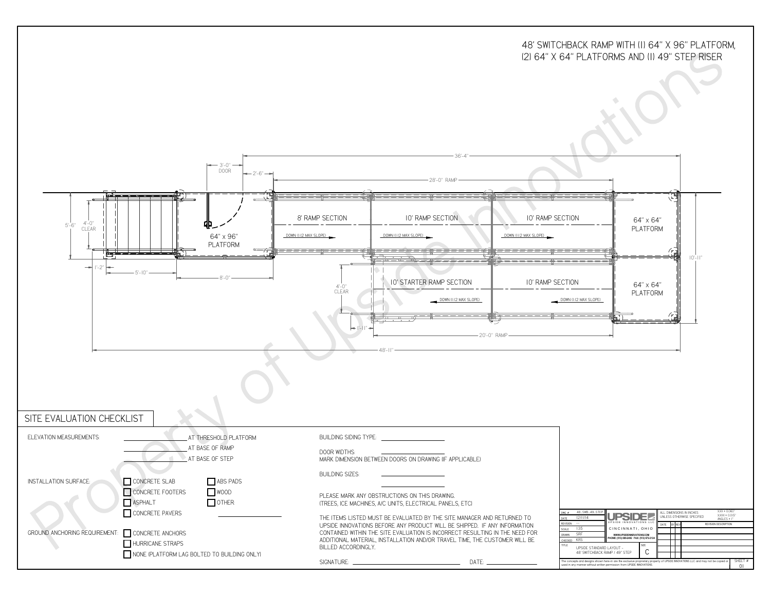# 48' SWITCHBACK RAMP WITH (1) 64" X 96" PLATFORM, (2) 64" X 64" PLATFORMS AND (1) 49" STEP RISER

36'-4"

3'-0" DOOR

2'-6"

28'-0" RAMP

5'-6"

4'-0" CLEAR

64" x 96" PLATFORM

8' RAMP SECTION

DOWN (1:12 MAX SLOPE)

10' RAMP SECTION

DOWN (1:12 MAX SLOPE)

10' RAMP SECTION

DOWN (1:12 MAX SLOPE)

64" x 64" PLATFORM

10'-11"

1'-2"

5'-10"

8'-0"

4'-0" CLEAR

10' STARTER RAMP SECTION

DOWN (1:12 MAX SLOPE)

10' RAMP SECTION

DOWN (1:12 MAX SLOPE)

64" x 64" PLATFORM

1'-11"

20'-0" RAMP

48'-11"

## SITE EVALUATION CHECKLIST

ELEVATION MEASUREMENTS: ____________ AT THRESHOLD PLATFORM

____________ AT BASE OF RAMP

____________ AT BASE OF STEP

INSTALLATION SURFACE:

- ☐ CONCRETE SLAB
- ☐ CONCRETE FOOTERS
- ☐ ASPHALT
- ☐ CONCRETE PAVERS
- ☐ ABS PADS
- ☐ WOOD
- ☐ OTHER ____________

GROUND ANCHORING REQUIREMENT:

- ☐ CONCRETE ANCHORS
- ☐ HURRICANE STRAPS
- ☐ NONE (PLATFORM LAG BOLTED TO BUILDING ONLY)

BUILDING SIDING TYPE: ____________

DOOR WIDTHS: ____________

MARK DIMENSION BETWEEN DOORS ON DRAWING (IF APPLICABLE)

BUILDING SIZES: ____________

____________

PLEASE MARK ANY OBSTRUCTIONS ON THIS DRAWING.
(TREES, ICE MACHINES, A/C UNITS, ELECTRICAL PANELS, ETC)

THE ITEMS LISTED MUST BE EVALUATED BY THE SITE MANAGER AND RETURNED TO UPSIDE INNOVATIONS BEFORE ANY PRODUCT WILL BE SHIPPED. IF ANY INFORMATION CONTAINED WITHIN THE SITE EVALUATION IS INCORRECT RESULTING IN THE NEED FOR ADDITIONAL MATERIAL, INSTALLATION AND/OR TRAVEL TIME, THE CUSTOMER WILL BE BILLED ACCORDINGLY.

SIGNATURE: ____________________ DATE: ____________

| | |
|---|---|
| DWG # | 48_SWB_49_STEP |
| DATE | 12/11/14 |
| REVISION | --- |
| SCALE | 1:35 |
| DRAWN | SRF |
| CHECKED | KRS |
| TITLE | UPSIDE STANDARD LAYOUT - 48' SWITCHBACK RAMP / 49" STEP |
| SIZE | C |

UPSIDE INNOVATIONS LLC
CINCINNATI, OHIO
WWW.UPSIDEINNOVATIONS.COM
PHONE: (513) 889-2492 FAX: (513) 672-2124

ALL DIMENSIONS IN INCHES UNLESS OTHERWISE SPECIFIED
X.XX ± 0.060"
X.XXX ± 0.015"
ANGLES ± 1°

| DATE | BY | REV | REVISION DESCRIPTION |
|---|---|---|---|

The concepts and designs shown here-in are the exclusive proprietary property of UPSIDE INNOVATIONS LLC and may not be copied or used in any manner without written permission from UPSIDE INNOVATIONS.

SHEET # 01